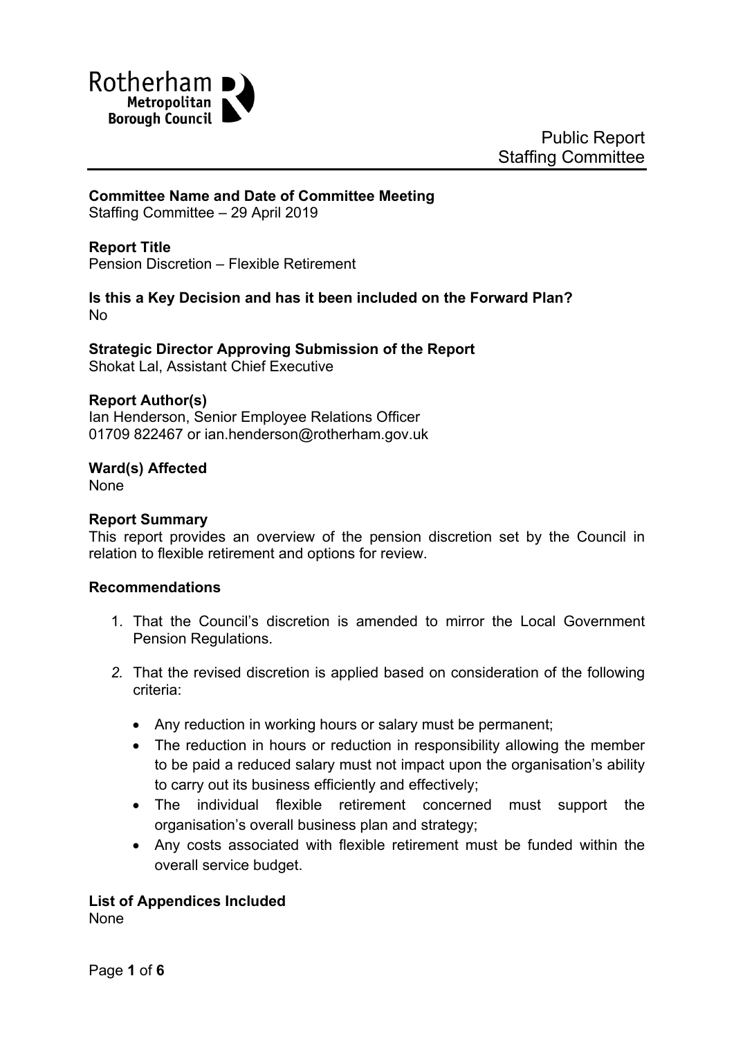Rotherham Metropolitan Borough Council

Public Report
Staffing Committee

**Committee Name and Date of Committee Meeting**
Staffing Committee – 29 April 2019

**Report Title**
Pension Discretion – Flexible Retirement

**Is this a Key Decision and has it been included on the Forward Plan?**
No

**Strategic Director Approving Submission of the Report**
Shokat Lal, Assistant Chief Executive

**Report Author(s)**
Ian Henderson, Senior Employee Relations Officer
01709 822467 or ian.henderson@rotherham.gov.uk

**Ward(s) Affected**
None

**Report Summary**
This report provides an overview of the pension discretion set by the Council in relation to flexible retirement and options for review.

**Recommendations**

1. That the Council's discretion is amended to mirror the Local Government Pension Regulations.

2. That the revised discretion is applied based on consideration of the following criteria:

   - Any reduction in working hours or salary must be permanent;
   - The reduction in hours or reduction in responsibility allowing the member to be paid a reduced salary must not impact upon the organisation's ability to carry out its business efficiently and effectively;
   - The individual flexible retirement concerned must support the organisation's overall business plan and strategy;
   - Any costs associated with flexible retirement must be funded within the overall service budget.

**List of Appendices Included**
None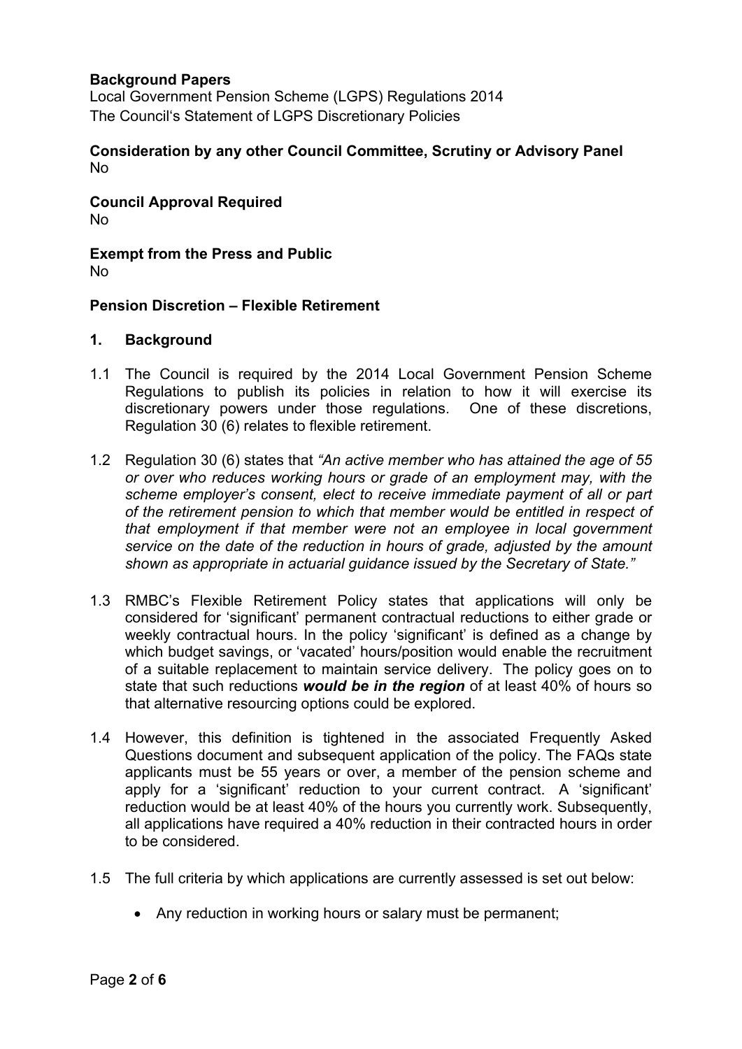**Background Papers**
Local Government Pension Scheme (LGPS) Regulations 2014
The Council's Statement of LGPS Discretionary Policies

**Consideration by any other Council Committee, Scrutiny or Advisory Panel**
No

**Council Approval Required**
No

**Exempt from the Press and Public**
No

**Pension Discretion – Flexible Retirement**

## 1. Background

1.1 The Council is required by the 2014 Local Government Pension Scheme Regulations to publish its policies in relation to how it will exercise its discretionary powers under those regulations. One of these discretions, Regulation 30 (6) relates to flexible retirement.

1.2 Regulation 30 (6) states that *"An active member who has attained the age of 55 or over who reduces working hours or grade of an employment may, with the scheme employer's consent, elect to receive immediate payment of all or part of the retirement pension to which that member would be entitled in respect of that employment if that member were not an employee in local government service on the date of the reduction in hours of grade, adjusted by the amount shown as appropriate in actuarial guidance issued by the Secretary of State."*

1.3 RMBC's Flexible Retirement Policy states that applications will only be considered for 'significant' permanent contractual reductions to either grade or weekly contractual hours. In the policy 'significant' is defined as a change by which budget savings, or 'vacated' hours/position would enable the recruitment of a suitable replacement to maintain service delivery. The policy goes on to state that such reductions ***would be in the region*** of at least 40% of hours so that alternative resourcing options could be explored.

1.4 However, this definition is tightened in the associated Frequently Asked Questions document and subsequent application of the policy. The FAQs state applicants must be 55 years or over, a member of the pension scheme and apply for a 'significant' reduction to your current contract. A 'significant' reduction would be at least 40% of the hours you currently work. Subsequently, all applications have required a 40% reduction in their contracted hours in order to be considered.

1.5 The full criteria by which applications are currently assessed is set out below:

- Any reduction in working hours or salary must be permanent;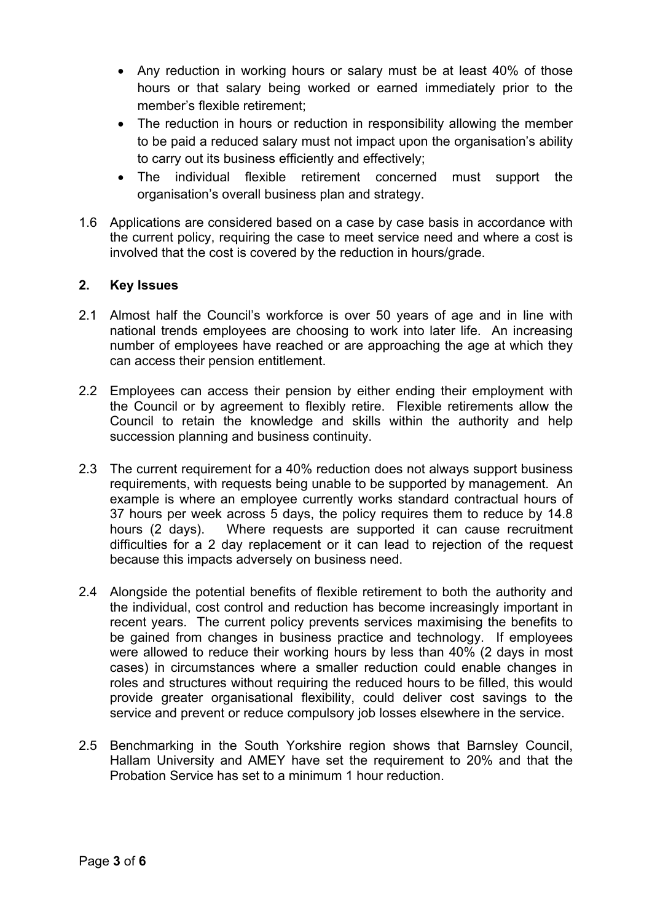- Any reduction in working hours or salary must be at least 40% of those hours or that salary being worked or earned immediately prior to the member's flexible retirement;
- The reduction in hours or reduction in responsibility allowing the member to be paid a reduced salary must not impact upon the organisation's ability to carry out its business efficiently and effectively;
- The individual flexible retirement concerned must support the organisation's overall business plan and strategy.

1.6 Applications are considered based on a case by case basis in accordance with the current policy, requiring the case to meet service need and where a cost is involved that the cost is covered by the reduction in hours/grade.

## 2. Key Issues

2.1 Almost half the Council's workforce is over 50 years of age and in line with national trends employees are choosing to work into later life. An increasing number of employees have reached or are approaching the age at which they can access their pension entitlement.

2.2 Employees can access their pension by either ending their employment with the Council or by agreement to flexibly retire. Flexible retirements allow the Council to retain the knowledge and skills within the authority and help succession planning and business continuity.

2.3 The current requirement for a 40% reduction does not always support business requirements, with requests being unable to be supported by management. An example is where an employee currently works standard contractual hours of 37 hours per week across 5 days, the policy requires them to reduce by 14.8 hours (2 days). Where requests are supported it can cause recruitment difficulties for a 2 day replacement or it can lead to rejection of the request because this impacts adversely on business need.

2.4 Alongside the potential benefits of flexible retirement to both the authority and the individual, cost control and reduction has become increasingly important in recent years. The current policy prevents services maximising the benefits to be gained from changes in business practice and technology. If employees were allowed to reduce their working hours by less than 40% (2 days in most cases) in circumstances where a smaller reduction could enable changes in roles and structures without requiring the reduced hours to be filled, this would provide greater organisational flexibility, could deliver cost savings to the service and prevent or reduce compulsory job losses elsewhere in the service.

2.5 Benchmarking in the South Yorkshire region shows that Barnsley Council, Hallam University and AMEY have set the requirement to 20% and that the Probation Service has set to a minimum 1 hour reduction.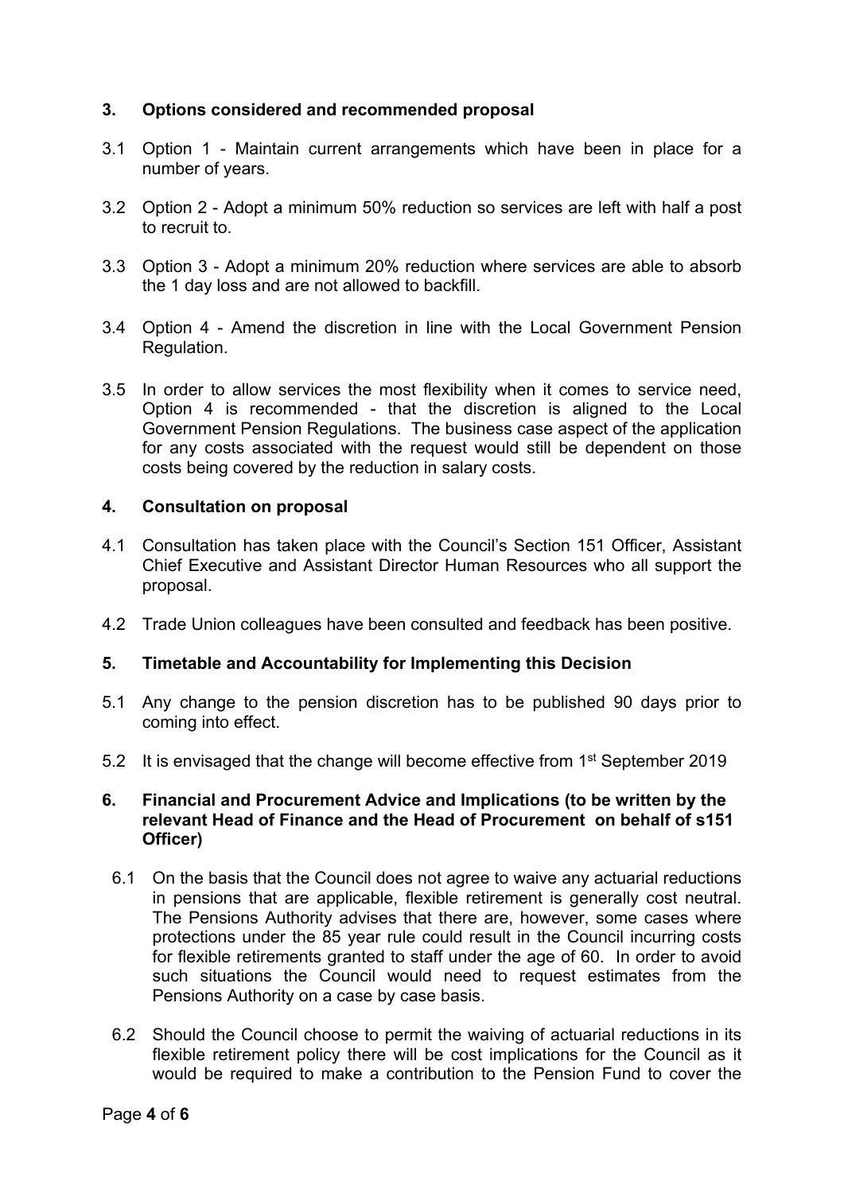## 3. Options considered and recommended proposal

3.1 Option 1 - Maintain current arrangements which have been in place for a number of years.

3.2 Option 2 - Adopt a minimum 50% reduction so services are left with half a post to recruit to.

3.3 Option 3 - Adopt a minimum 20% reduction where services are able to absorb the 1 day loss and are not allowed to backfill.

3.4 Option 4 - Amend the discretion in line with the Local Government Pension Regulation.

3.5 In order to allow services the most flexibility when it comes to service need, Option 4 is recommended - that the discretion is aligned to the Local Government Pension Regulations. The business case aspect of the application for any costs associated with the request would still be dependent on those costs being covered by the reduction in salary costs.

## 4. Consultation on proposal

4.1 Consultation has taken place with the Council's Section 151 Officer, Assistant Chief Executive and Assistant Director Human Resources who all support the proposal.

4.2 Trade Union colleagues have been consulted and feedback has been positive.

## 5. Timetable and Accountability for Implementing this Decision

5.1 Any change to the pension discretion has to be published 90 days prior to coming into effect.

5.2 It is envisaged that the change will become effective from 1st September 2019

## 6. Financial and Procurement Advice and Implications (to be written by the relevant Head of Finance and the Head of Procurement on behalf of s151 Officer)

6.1 On the basis that the Council does not agree to waive any actuarial reductions in pensions that are applicable, flexible retirement is generally cost neutral. The Pensions Authority advises that there are, however, some cases where protections under the 85 year rule could result in the Council incurring costs for flexible retirements granted to staff under the age of 60. In order to avoid such situations the Council would need to request estimates from the Pensions Authority on a case by case basis.

6.2 Should the Council choose to permit the waiving of actuarial reductions in its flexible retirement policy there will be cost implications for the Council as it would be required to make a contribution to the Pension Fund to cover the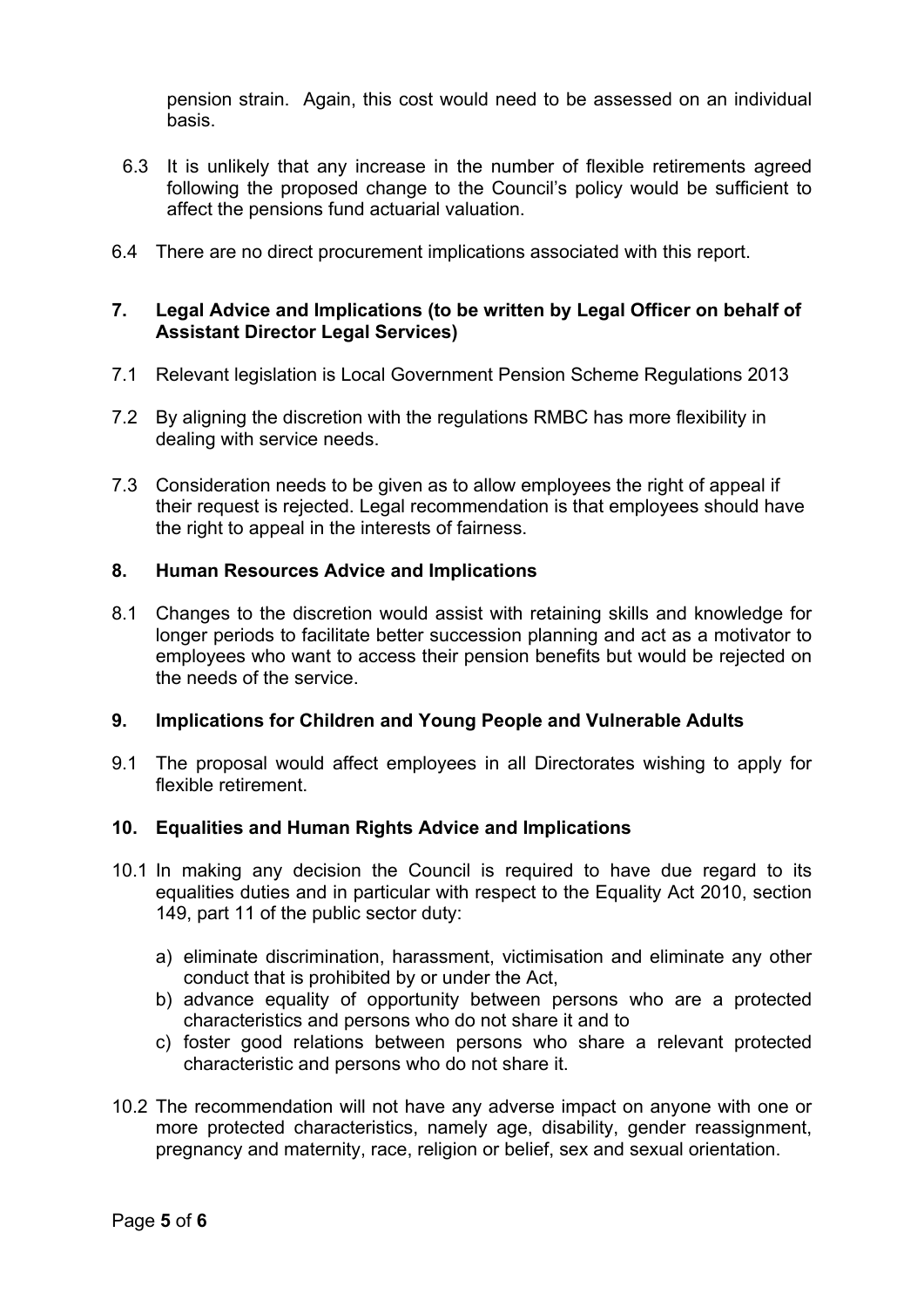pension strain. Again, this cost would need to be assessed on an individual basis.

6.3 It is unlikely that any increase in the number of flexible retirements agreed following the proposed change to the Council's policy would be sufficient to affect the pensions fund actuarial valuation.

6.4 There are no direct procurement implications associated with this report.

## 7. Legal Advice and Implications (to be written by Legal Officer on behalf of Assistant Director Legal Services)

7.1 Relevant legislation is Local Government Pension Scheme Regulations 2013

7.2 By aligning the discretion with the regulations RMBC has more flexibility in dealing with service needs.

7.3 Consideration needs to be given as to allow employees the right of appeal if their request is rejected. Legal recommendation is that employees should have the right to appeal in the interests of fairness.

## 8. Human Resources Advice and Implications

8.1 Changes to the discretion would assist with retaining skills and knowledge for longer periods to facilitate better succession planning and act as a motivator to employees who want to access their pension benefits but would be rejected on the needs of the service.

## 9. Implications for Children and Young People and Vulnerable Adults

9.1 The proposal would affect employees in all Directorates wishing to apply for flexible retirement.

## 10. Equalities and Human Rights Advice and Implications

10.1 In making any decision the Council is required to have due regard to its equalities duties and in particular with respect to the Equality Act 2010, section 149, part 11 of the public sector duty:

a) eliminate discrimination, harassment, victimisation and eliminate any other conduct that is prohibited by or under the Act,
b) advance equality of opportunity between persons who are a protected characteristics and persons who do not share it and to
c) foster good relations between persons who share a relevant protected characteristic and persons who do not share it.

10.2 The recommendation will not have any adverse impact on anyone with one or more protected characteristics, namely age, disability, gender reassignment, pregnancy and maternity, race, religion or belief, sex and sexual orientation.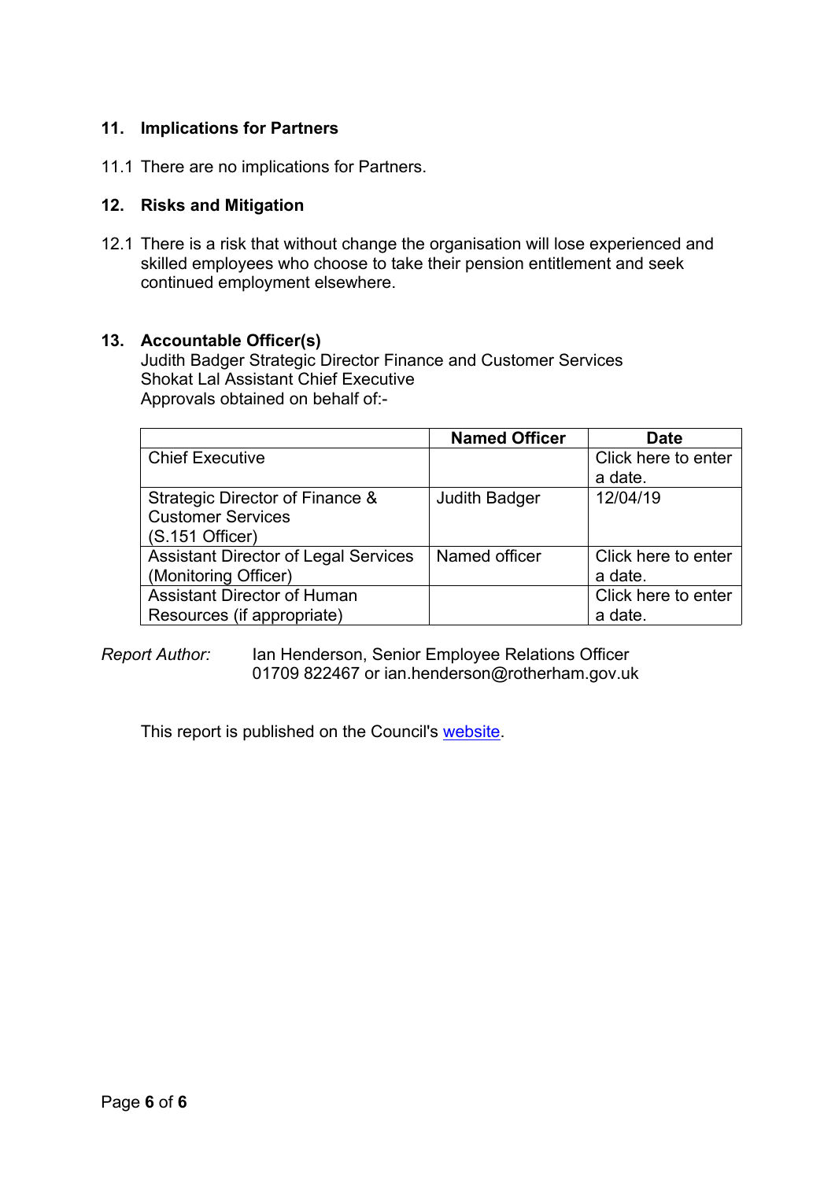## 11. Implications for Partners

11.1 There are no implications for Partners.

## 12. Risks and Mitigation

12.1 There is a risk that without change the organisation will lose experienced and skilled employees who choose to take their pension entitlement and seek continued employment elsewhere.

## 13. Accountable Officer(s)

Judith Badger Strategic Director Finance and Customer Services
Shokat Lal Assistant Chief Executive
Approvals obtained on behalf of:-

| | Named Officer | Date |
|---|---|---|
| Chief Executive | | Click here to enter a date. |
| Strategic Director of Finance & Customer Services (S.151 Officer) | Judith Badger | 12/04/19 |
| Assistant Director of Legal Services (Monitoring Officer) | Named officer | Click here to enter a date. |
| Assistant Director of Human Resources (if appropriate) | | Click here to enter a date. |

*Report Author:* Ian Henderson, Senior Employee Relations Officer
01709 822467 or ian.henderson@rotherham.gov.uk

This report is published on the Council's website.